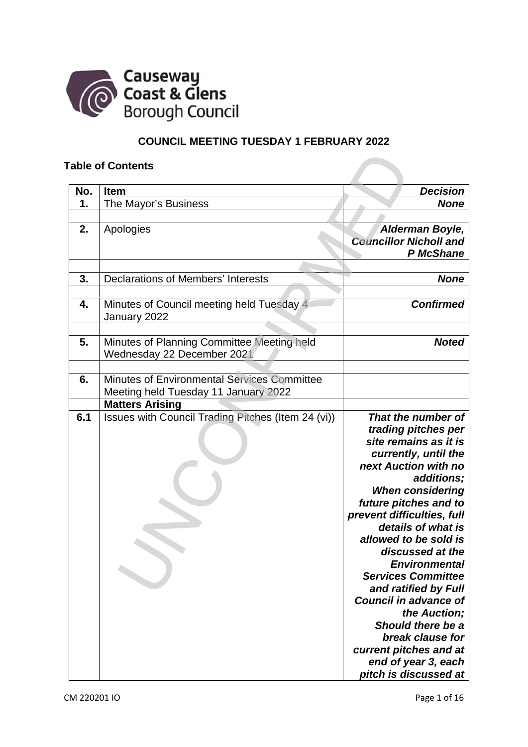**COUNCIL MEETING TUESDAY 1 FEBRUARY 2022**

**Table of Contents**

| No. | Item | Decision |
|---|---|---|
| **1.** | The Mayor's Business | ***None*** |
| | | |
| **2.** | Apologies | ***Alderman Boyle, Councillor Nicholl and P McShane*** |
| | | |
| **3.** | Declarations of Members' Interests | ***None*** |
| | | |
| **4.** | Minutes of Council meeting held Tuesday 4 January 2022 | ***Confirmed*** |
| | | |
| **5.** | Minutes of Planning Committee Meeting held Wednesday 22 December 2021 | ***Noted*** |
| | | |
| **6.** | Minutes of Environmental Services Committee Meeting held Tuesday 11 January 2022 | |
| | **Matters Arising** | |
| **6.1** | Issues with Council Trading Pitches (Item 24 (vi)) | ***That the number of trading pitches per site remains as it is currently, until the next Auction with no additions; When considering future pitches and to prevent difficulties, full details of what is allowed to be sold is discussed at the Environmental Services Committee and ratified by Full Council in advance of the Auction; Should there be a break clause for current pitches and at end of year 3, each pitch is discussed at*** |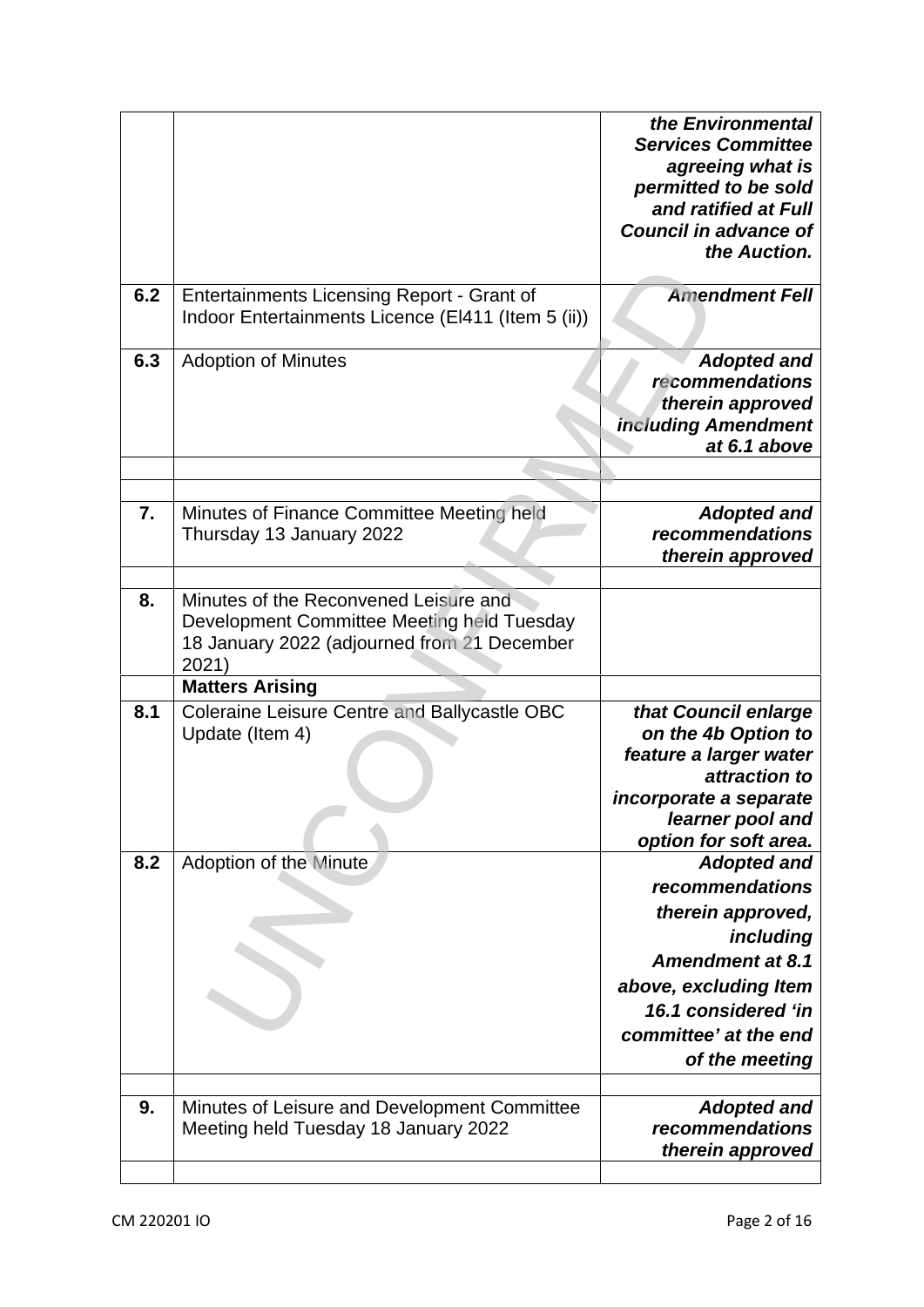| | | |
|---|---|---|
| | | ***the Environmental Services Committee agreeing what is permitted to be sold and ratified at Full Council in advance of the Auction.*** |
| 6.2 | Entertainments Licensing Report - Grant of Indoor Entertainments Licence (EI411 (Item 5 (ii)) | ***Amendment Fell*** |
| 6.3 | Adoption of Minutes | ***Adopted and recommendations therein approved including Amendment at 6.1 above*** |
| | | |
| | | |
| 7. | Minutes of Finance Committee Meeting held Thursday 13 January 2022 | ***Adopted and recommendations therein approved*** |
| | | |
| 8. | Minutes of the Reconvened Leisure and Development Committee Meeting held Tuesday 18 January 2022 (adjourned from 21 December 2021) | |
| | **Matters Arising** | |
| 8.1 | Coleraine Leisure Centre and Ballycastle OBC Update (Item 4) | ***that Council enlarge on the 4b Option to feature a larger water attraction to incorporate a separate learner pool and option for soft area.*** |
| 8.2 | Adoption of the Minute | ***Adopted and recommendations therein approved, including Amendment at 8.1 above, excluding Item 16.1 considered 'in committee' at the end of the meeting*** |
| | | |
| 9. | Minutes of Leisure and Development Committee Meeting held Tuesday 18 January 2022 | ***Adopted and recommendations therein approved*** |
| | | |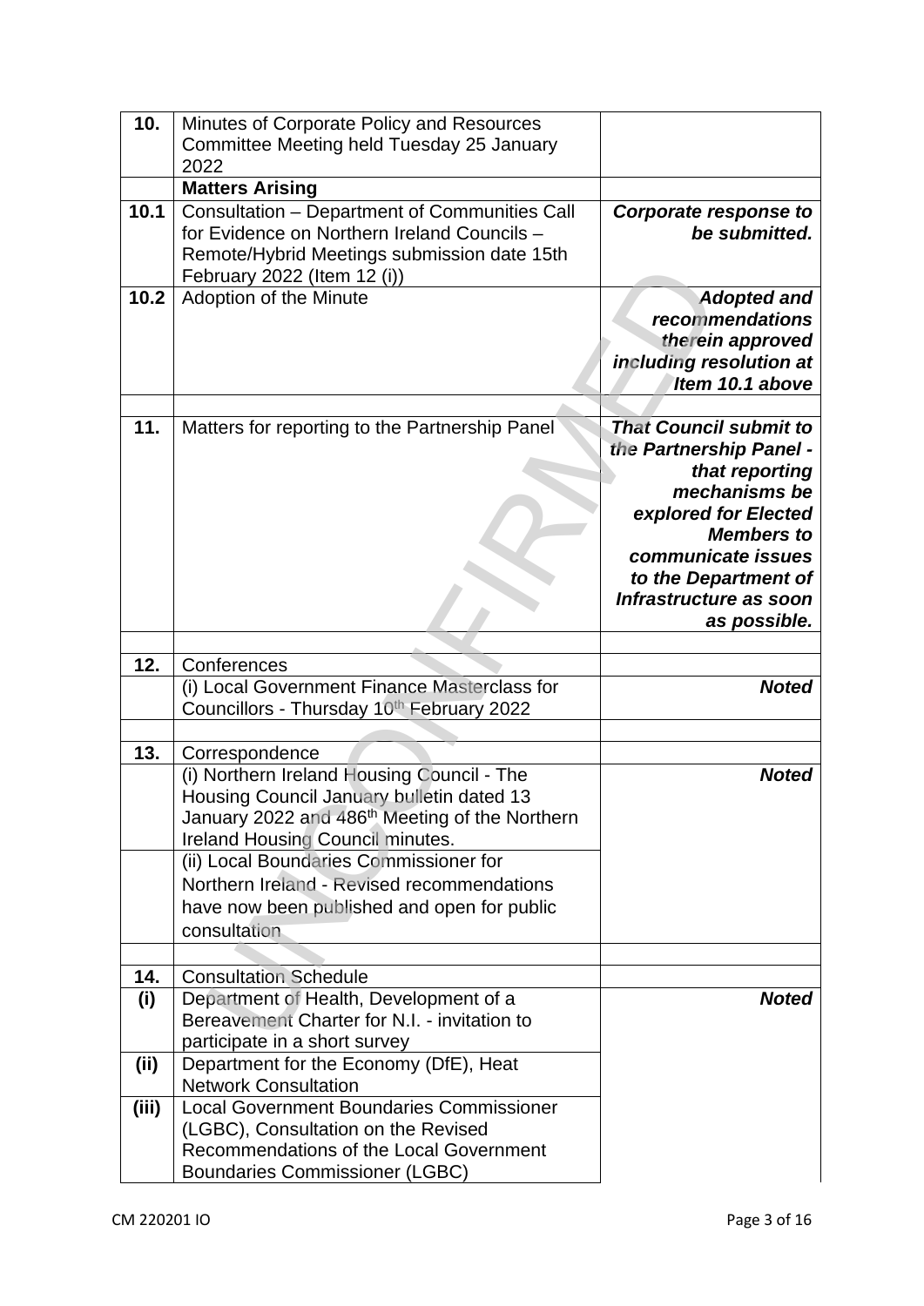| | | |
|---|---|---|
| **10.** | Minutes of Corporate Policy and Resources Committee Meeting held Tuesday 25 January 2022 | |
| | **Matters Arising** | |
| **10.1** | Consultation – Department of Communities Call for Evidence on Northern Ireland Councils – Remote/Hybrid Meetings submission date 15th February 2022 (Item 12 (i)) | ***Corporate response to be submitted.*** |
| **10.2** | Adoption of the Minute | ***Adopted and recommendations therein approved including resolution at Item 10.1 above*** |
| | | |
| **11.** | Matters for reporting to the Partnership Panel | ***That Council submit to the Partnership Panel - that reporting mechanisms be explored for Elected Members to communicate issues to the Department of Infrastructure as soon as possible.*** |
| | | |
| **12.** | Conferences | |
| | (i) Local Government Finance Masterclass for Councillors - Thursday 10th February 2022 | ***Noted*** |
| | | |
| **13.** | Correspondence | |
| | (i) Northern Ireland Housing Council - The Housing Council January bulletin dated 13 January 2022 and 486th Meeting of the Northern Ireland Housing Council minutes. | ***Noted*** |
| | (ii) Local Boundaries Commissioner for Northern Ireland - Revised recommendations have now been published and open for public consultation | |
| | | |
| **14.** | Consultation Schedule | |
| **(i)** | Department of Health, Development of a Bereavement Charter for N.I. - invitation to participate in a short survey | ***Noted*** |
| **(ii)** | Department for the Economy (DfE), Heat Network Consultation | |
| **(iii)** | Local Government Boundaries Commissioner (LGBC), Consultation on the Revised Recommendations of the Local Government Boundaries Commissioner (LGBC) | |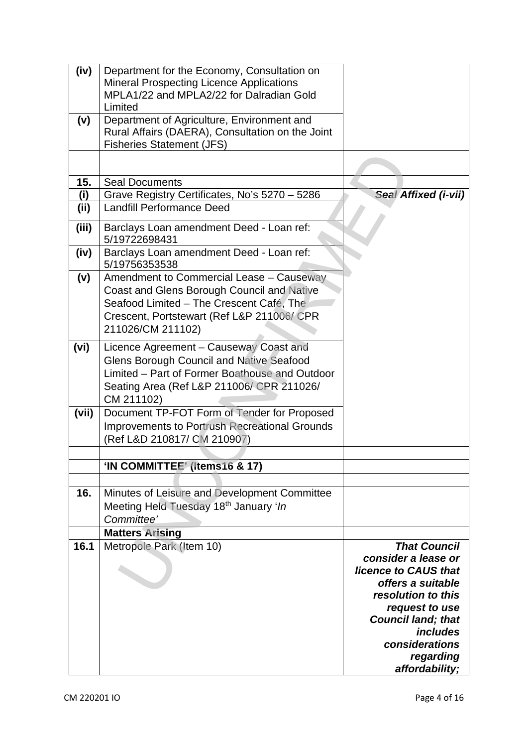| | | |
|---|---|---|
| **(iv)** | Department for the Economy, Consultation on Mineral Prospecting Licence Applications MPLA1/22 and MPLA2/22 for Dalradian Gold Limited | |
| **(v)** | Department of Agriculture, Environment and Rural Affairs (DAERA), Consultation on the Joint Fisheries Statement (JFS) | |
| | | |
| **15.** | Seal Documents | |
| **(i)** | Grave Registry Certificates, No's 5270 – 5286 | ***Seal Affixed (i-vii)*** |
| **(ii)** | Landfill Performance Deed | |
| **(iii)** | Barclays Loan amendment Deed - Loan ref: 5/19722698431 | |
| **(iv)** | Barclays Loan amendment Deed - Loan ref: 5/19756353538 | |
| **(v)** | Amendment to Commercial Lease – Causeway Coast and Glens Borough Council and Native Seafood Limited – The Crescent Café, The Crescent, Portstewart (Ref L&P 211006/ CPR 211026/CM 211102) | |
| **(vi)** | Licence Agreement – Causeway Coast and Glens Borough Council and Native Seafood Limited – Part of Former Boathouse and Outdoor Seating Area (Ref L&P 211006/ CPR 211026/ CM 211102) | |
| **(vii)** | Document TP-FOT Form of Tender for Proposed Improvements to Portrush Recreational Grounds (Ref L&D 210817/ CM 210907) | |
| | | |
| | **'IN COMMITTEE' (Items16 & 17)** | |
| | | |
| **16.** | Minutes of Leisure and Development Committee Meeting Held Tuesday 18th January '*In Committee'* | |
| | **Matters Arising** | |
| **16.1** | Metropole Park (Item 10) | ***That Council consider a lease or licence to CAUS that offers a suitable resolution to this request to use Council land; that includes considerations regarding affordability;*** |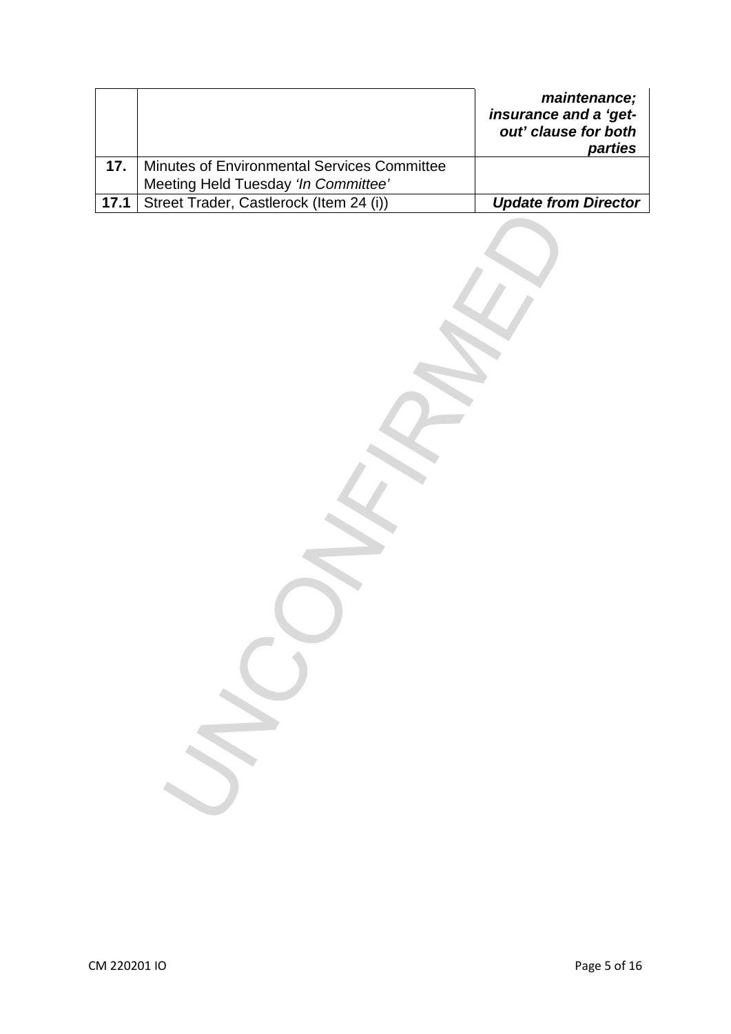| | | |
|---|---|---|
| | | ***maintenance; insurance and a 'get-out' clause for both parties*** |
| **17.** | Minutes of Environmental Services Committee Meeting Held Tuesday *'In Committee'* | |
| **17.1** | Street Trader, Castlerock (Item 24 (i)) | ***Update from Director*** |

UNCONFIRMED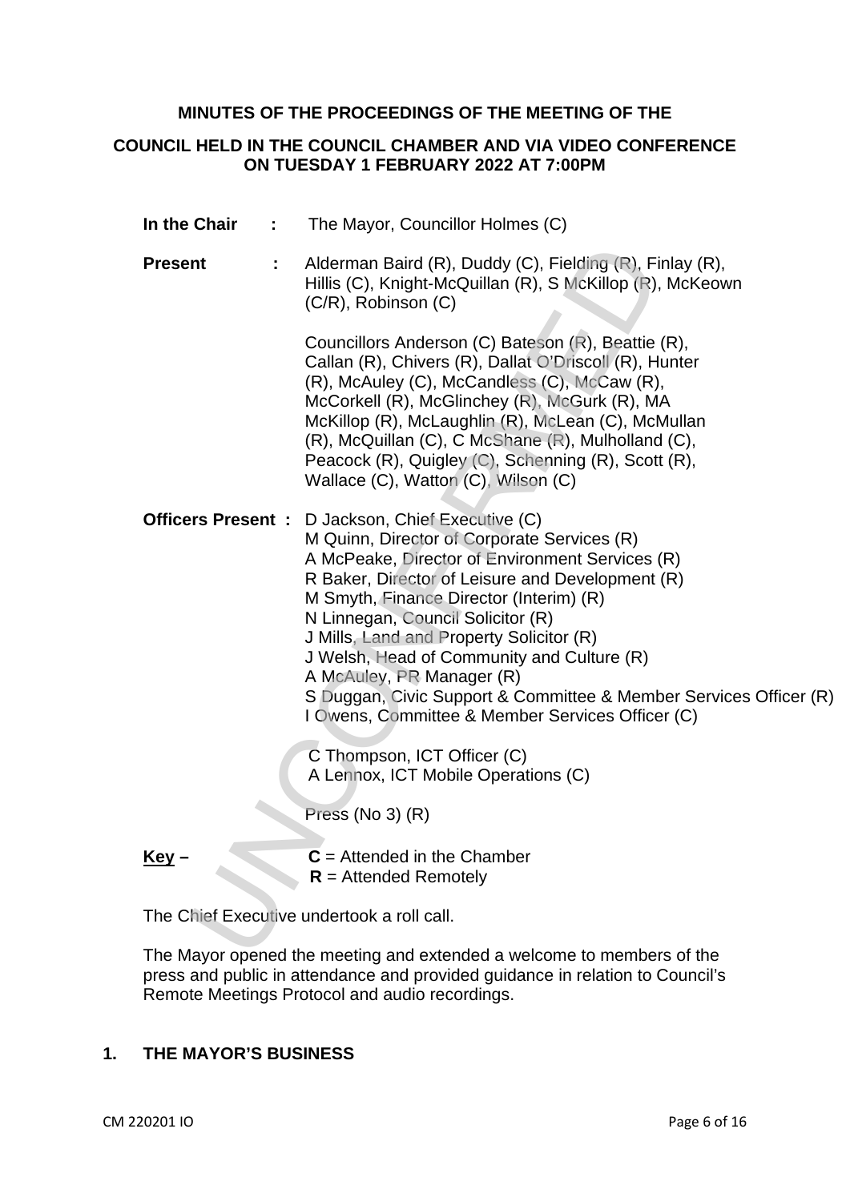**MINUTES OF THE PROCEEDINGS OF THE MEETING OF THE**

**COUNCIL HELD IN THE COUNCIL CHAMBER AND VIA VIDEO CONFERENCE ON TUESDAY 1 FEBRUARY 2022 AT 7:00PM**

**In the Chair :** The Mayor, Councillor Holmes (C)

**Present :** Alderman Baird (R), Duddy (C), Fielding (R), Finlay (R), Hillis (C), Knight-McQuillan (R), S McKillop (R), McKeown (C/R), Robinson (C)

Councillors Anderson (C) Bateson (R), Beattie (R), Callan (R), Chivers (R), Dallat O'Driscoll (R), Hunter (R), McAuley (C), McCandless (C), McCaw (R), McCorkell (R), McGlinchey (R), McGurk (R), MA McKillop (R), McLaughlin (R), McLean (C), McMullan (R), McQuillan (C), C McShane (R), Mulholland (C), Peacock (R), Quigley (C), Schenning (R), Scott (R), Wallace (C), Watton (C), Wilson (C)

**Officers Present :** D Jackson, Chief Executive (C)
M Quinn, Director of Corporate Services (R)
A McPeake, Director of Environment Services (R)
R Baker, Director of Leisure and Development (R)
M Smyth, Finance Director (Interim) (R)
N Linnegan, Council Solicitor (R)
J Mills, Land and Property Solicitor (R)
J Welsh, Head of Community and Culture (R)
A McAuley, PR Manager (R)
S Duggan, Civic Support & Committee & Member Services Officer (R)
I Owens, Committee & Member Services Officer (C)

C Thompson, ICT Officer (C)
A Lennox, ICT Mobile Operations (C)

Press (No 3) (R)

**Key –** **C** = Attended in the Chamber
**R** = Attended Remotely

The Chief Executive undertook a roll call.

The Mayor opened the meeting and extended a welcome to members of the press and public in attendance and provided guidance in relation to Council's Remote Meetings Protocol and audio recordings.

## 1. THE MAYOR'S BUSINESS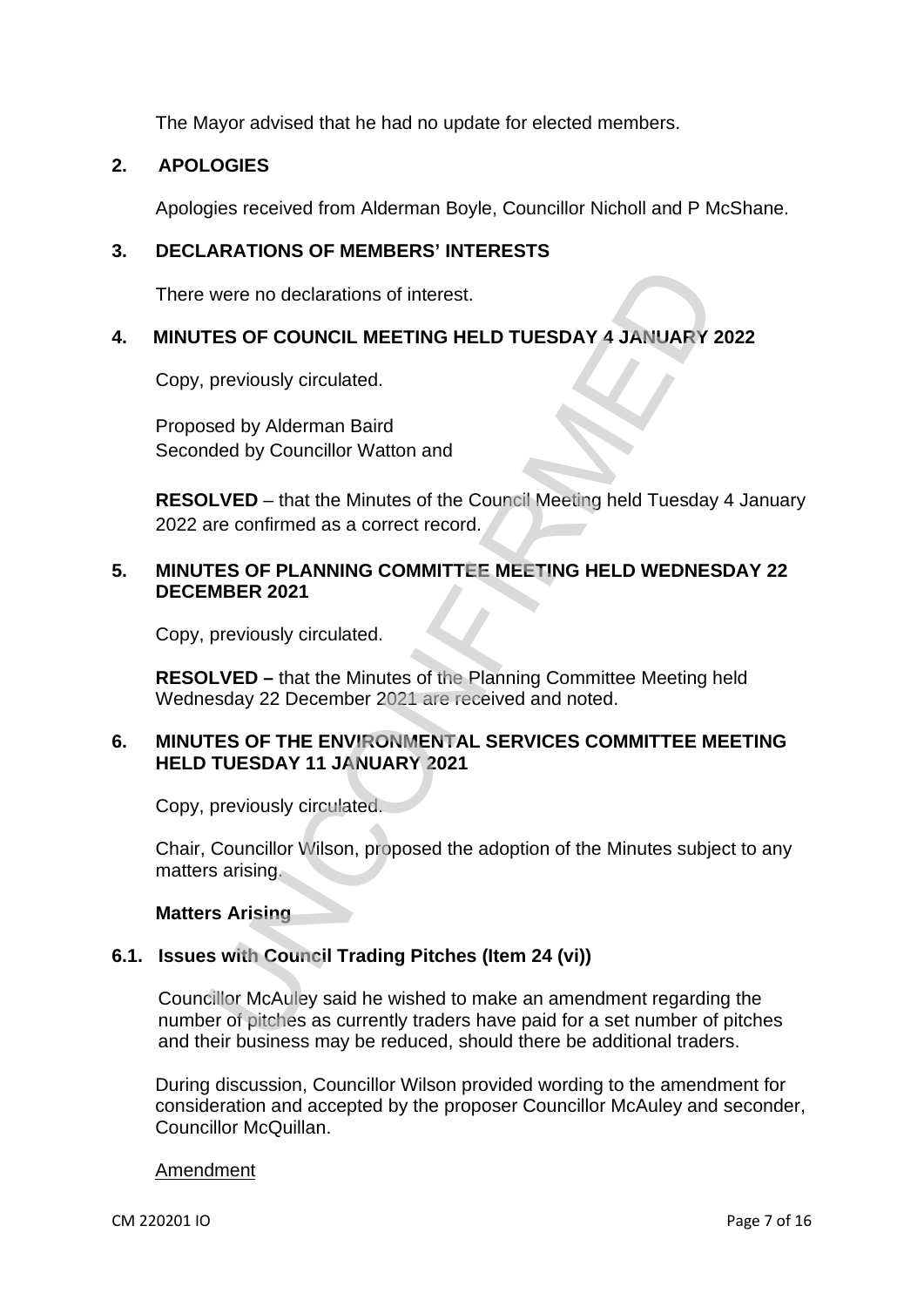The Mayor advised that he had no update for elected members.

## 2. APOLOGIES

Apologies received from Alderman Boyle, Councillor Nicholl and P McShane.

## 3. DECLARATIONS OF MEMBERS' INTERESTS

There were no declarations of interest.

## 4. MINUTES OF COUNCIL MEETING HELD TUESDAY 4 JANUARY 2022

Copy, previously circulated.

Proposed by Alderman Baird
Seconded by Councillor Watton and

**RESOLVED** – that the Minutes of the Council Meeting held Tuesday 4 January 2022 are confirmed as a correct record.

## 5. MINUTES OF PLANNING COMMITTEE MEETING HELD WEDNESDAY 22 DECEMBER 2021

Copy, previously circulated.

**RESOLVED –** that the Minutes of the Planning Committee Meeting held Wednesday 22 December 2021 are received and noted.

## 6. MINUTES OF THE ENVIRONMENTAL SERVICES COMMITTEE MEETING HELD TUESDAY 11 JANUARY 2021

Copy, previously circulated.

Chair, Councillor Wilson, proposed the adoption of the Minutes subject to any matters arising.

**Matters Arising**

### 6.1. Issues with Council Trading Pitches (Item 24 (vi))

Councillor McAuley said he wished to make an amendment regarding the number of pitches as currently traders have paid for a set number of pitches and their business may be reduced, should there be additional traders.

During discussion, Councillor Wilson provided wording to the amendment for consideration and accepted by the proposer Councillor McAuley and seconder, Councillor McQuillan.

Amendment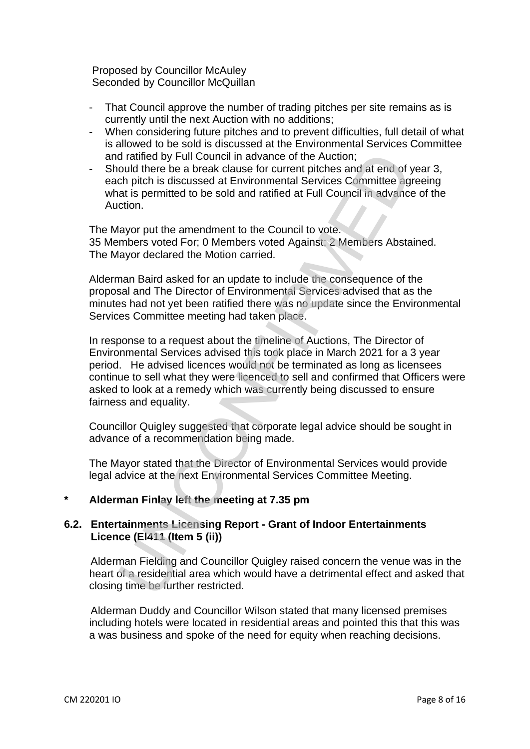Proposed by Councillor McAuley
Seconded by Councillor McQuillan

- That Council approve the number of trading pitches per site remains as is currently until the next Auction with no additions;
- When considering future pitches and to prevent difficulties, full detail of what is allowed to be sold is discussed at the Environmental Services Committee and ratified by Full Council in advance of the Auction;
- Should there be a break clause for current pitches and at end of year 3, each pitch is discussed at Environmental Services Committee agreeing what is permitted to be sold and ratified at Full Council in advance of the Auction.

The Mayor put the amendment to the Council to vote.
35 Members voted For; 0 Members voted Against; 2 Members Abstained.
The Mayor declared the Motion carried.

Alderman Baird asked for an update to include the consequence of the proposal and The Director of Environmental Services advised that as the minutes had not yet been ratified there was no update since the Environmental Services Committee meeting had taken place.

In response to a request about the timeline of Auctions, The Director of Environmental Services advised this took place in March 2021 for a 3 year period. He advised licences would not be terminated as long as licensees continue to sell what they were licenced to sell and confirmed that Officers were asked to look at a remedy which was currently being discussed to ensure fairness and equality.

Councillor Quigley suggested that corporate legal advice should be sought in advance of a recommendation being made.

The Mayor stated that the Director of Environmental Services would provide legal advice at the next Environmental Services Committee Meeting.

**\* Alderman Finlay left the meeting at 7.35 pm**

### 6.2. Entertainments Licensing Report - Grant of Indoor Entertainments Licence (EI411 (Item 5 (ii))

Alderman Fielding and Councillor Quigley raised concern the venue was in the heart of a residential area which would have a detrimental effect and asked that closing time be further restricted.

Alderman Duddy and Councillor Wilson stated that many licensed premises including hotels were located in residential areas and pointed this that this was a was business and spoke of the need for equity when reaching decisions.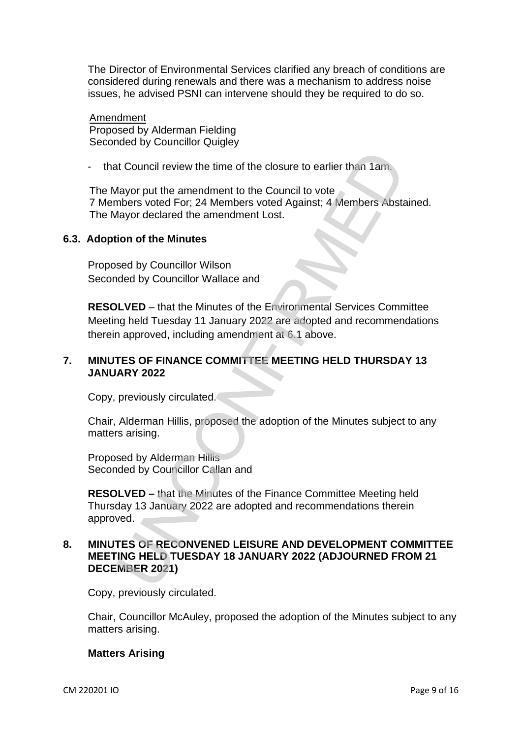The Director of Environmental Services clarified any breach of conditions are considered during renewals and there was a mechanism to address noise issues, he advised PSNI can intervene should they be required to do so.

Amendment
Proposed by Alderman Fielding
Seconded by Councillor Quigley

- that Council review the time of the closure to earlier than 1am.

The Mayor put the amendment to the Council to vote
7 Members voted For; 24 Members voted Against; 4 Members Abstained.
The Mayor declared the amendment Lost.

### 6.3. Adoption of the Minutes

Proposed by Councillor Wilson
Seconded by Councillor Wallace and

**RESOLVED** – that the Minutes of the Environmental Services Committee Meeting held Tuesday 11 January 2022 are adopted and recommendations therein approved, including amendment at 6.1 above.

## 7. MINUTES OF FINANCE COMMITTEE MEETING HELD THURSDAY 13 JANUARY 2022

Copy, previously circulated.

Chair, Alderman Hillis, proposed the adoption of the Minutes subject to any matters arising.

Proposed by Alderman Hillis
Seconded by Councillor Callan and

**RESOLVED –** that the Minutes of the Finance Committee Meeting held Thursday 13 January 2022 are adopted and recommendations therein approved.

## 8. MINUTES OF RECONVENED LEISURE AND DEVELOPMENT COMMITTEE MEETING HELD TUESDAY 18 JANUARY 2022 (ADJOURNED FROM 21 DECEMBER 2021)

Copy, previously circulated.

Chair, Councillor McAuley, proposed the adoption of the Minutes subject to any matters arising.

**Matters Arising**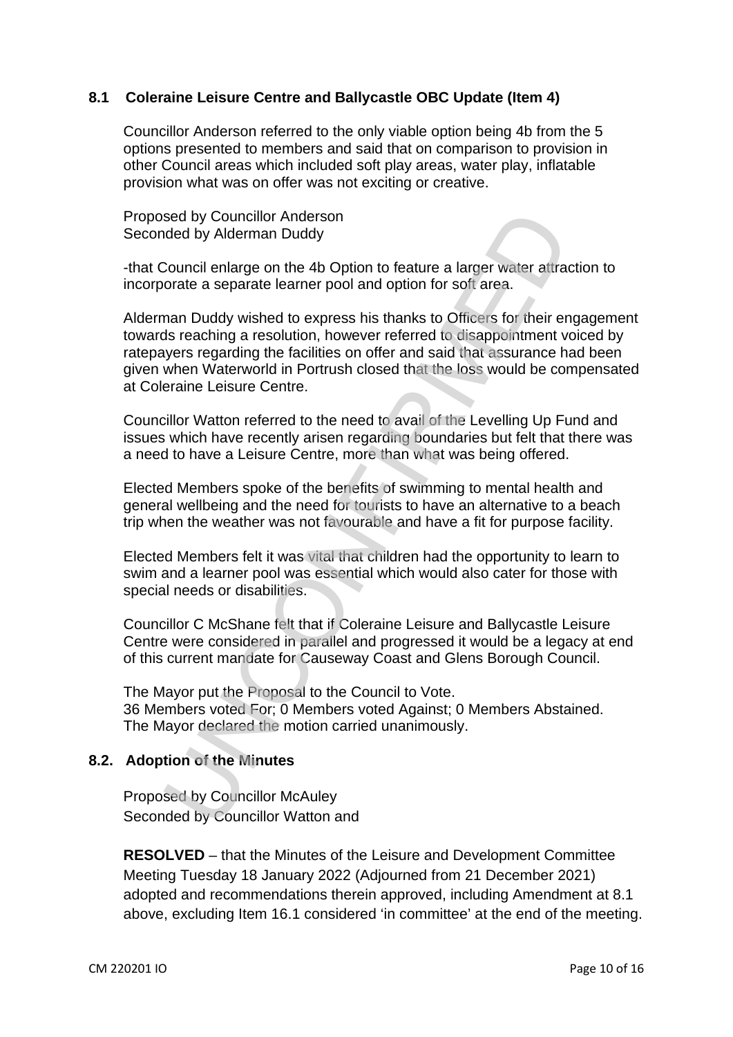### 8.1 Coleraine Leisure Centre and Ballycastle OBC Update (Item 4)

Councillor Anderson referred to the only viable option being 4b from the 5 options presented to members and said that on comparison to provision in other Council areas which included soft play areas, water play, inflatable provision what was on offer was not exciting or creative.

Proposed by Councillor Anderson
Seconded by Alderman Duddy

-that Council enlarge on the 4b Option to feature a larger water attraction to incorporate a separate learner pool and option for soft area.

Alderman Duddy wished to express his thanks to Officers for their engagement towards reaching a resolution, however referred to disappointment voiced by ratepayers regarding the facilities on offer and said that assurance had been given when Waterworld in Portrush closed that the loss would be compensated at Coleraine Leisure Centre.

Councillor Watton referred to the need to avail of the Levelling Up Fund and issues which have recently arisen regarding boundaries but felt that there was a need to have a Leisure Centre, more than what was being offered.

Elected Members spoke of the benefits of swimming to mental health and general wellbeing and the need for tourists to have an alternative to a beach trip when the weather was not favourable and have a fit for purpose facility.

Elected Members felt it was vital that children had the opportunity to learn to swim and a learner pool was essential which would also cater for those with special needs or disabilities.

Councillor C McShane felt that if Coleraine Leisure and Ballycastle Leisure Centre were considered in parallel and progressed it would be a legacy at end of this current mandate for Causeway Coast and Glens Borough Council.

The Mayor put the Proposal to the Council to Vote.
36 Members voted For; 0 Members voted Against; 0 Members Abstained.
The Mayor declared the motion carried unanimously.

### 8.2. Adoption of the Minutes

Proposed by Councillor McAuley
Seconded by Councillor Watton and

**RESOLVED** – that the Minutes of the Leisure and Development Committee Meeting Tuesday 18 January 2022 (Adjourned from 21 December 2021) adopted and recommendations therein approved, including Amendment at 8.1 above, excluding Item 16.1 considered 'in committee' at the end of the meeting.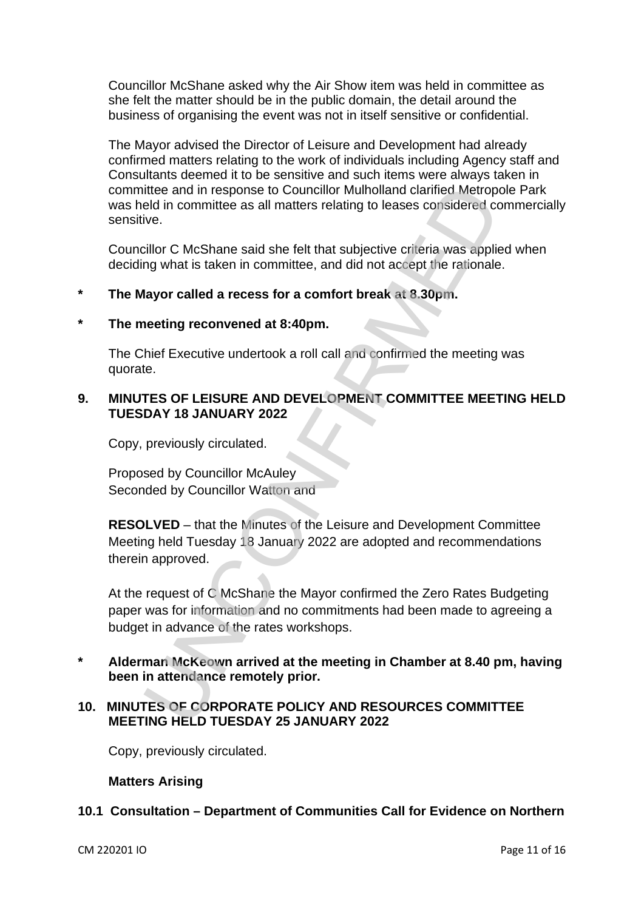Councillor McShane asked why the Air Show item was held in committee as she felt the matter should be in the public domain, the detail around the business of organising the event was not in itself sensitive or confidential.

The Mayor advised the Director of Leisure and Development had already confirmed matters relating to the work of individuals including Agency staff and Consultants deemed it to be sensitive and such items were always taken in committee and in response to Councillor Mulholland clarified Metropole Park was held in committee as all matters relating to leases considered commercially sensitive.

Councillor C McShane said she felt that subjective criteria was applied when deciding what is taken in committee, and did not accept the rationale.

**\* The Mayor called a recess for a comfort break at 8.30pm.**

**\* The meeting reconvened at 8:40pm.**

The Chief Executive undertook a roll call and confirmed the meeting was quorate.

## 9. MINUTES OF LEISURE AND DEVELOPMENT COMMITTEE MEETING HELD TUESDAY 18 JANUARY 2022

Copy, previously circulated.

Proposed by Councillor McAuley
Seconded by Councillor Watton and

**RESOLVED** – that the Minutes of the Leisure and Development Committee Meeting held Tuesday 18 January 2022 are adopted and recommendations therein approved.

At the request of C McShane the Mayor confirmed the Zero Rates Budgeting paper was for information and no commitments had been made to agreeing a budget in advance of the rates workshops.

**\* Alderman McKeown arrived at the meeting in Chamber at 8.40 pm, having been in attendance remotely prior.**

## 10. MINUTES OF CORPORATE POLICY AND RESOURCES COMMITTEE MEETING HELD TUESDAY 25 JANUARY 2022

Copy, previously circulated.

**Matters Arising**

**10.1 Consultation – Department of Communities Call for Evidence on Northern**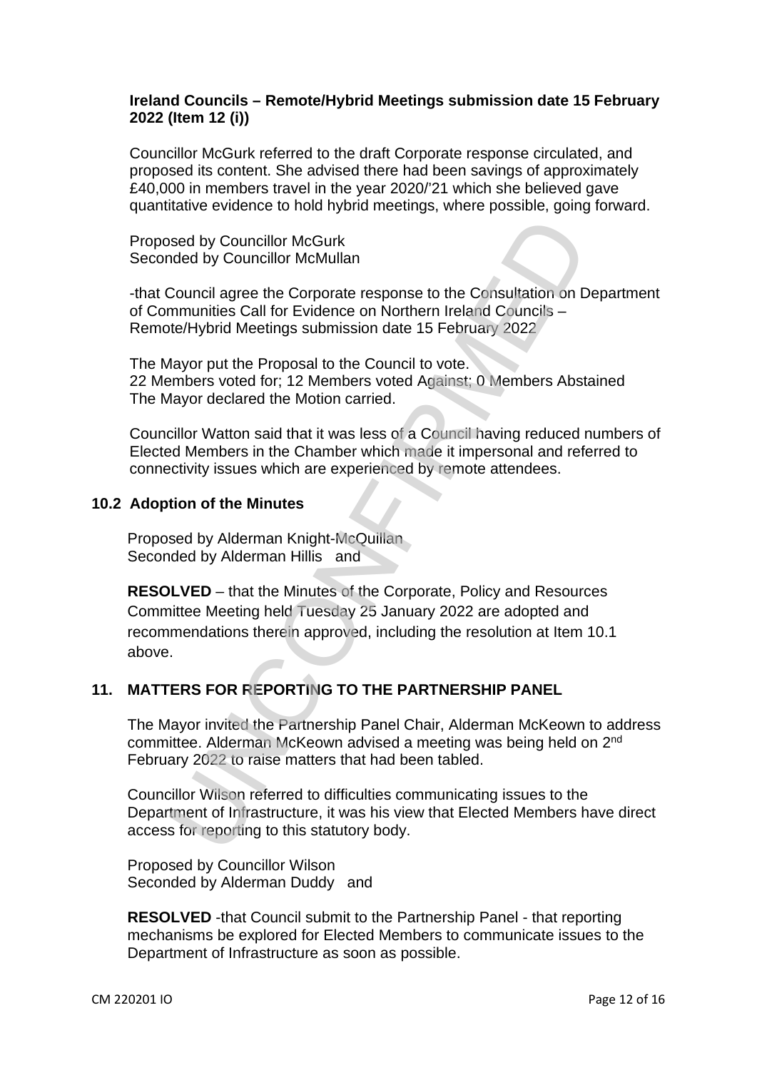**Ireland Councils – Remote/Hybrid Meetings submission date 15 February 2022 (Item 12 (i))**

Councillor McGurk referred to the draft Corporate response circulated, and proposed its content. She advised there had been savings of approximately £40,000 in members travel in the year 2020/'21 which she believed gave quantitative evidence to hold hybrid meetings, where possible, going forward.

Proposed by Councillor McGurk
Seconded by Councillor McMullan

-that Council agree the Corporate response to the Consultation on Department of Communities Call for Evidence on Northern Ireland Councils – Remote/Hybrid Meetings submission date 15 February 2022

The Mayor put the Proposal to the Council to vote.
22 Members voted for; 12 Members voted Against; 0 Members Abstained
The Mayor declared the Motion carried.

Councillor Watton said that it was less of a Council having reduced numbers of Elected Members in the Chamber which made it impersonal and referred to connectivity issues which are experienced by remote attendees.

## 10.2 Adoption of the Minutes

Proposed by Alderman Knight-McQuillan
Seconded by Alderman Hillis and

**RESOLVED** – that the Minutes of the Corporate, Policy and Resources Committee Meeting held Tuesday 25 January 2022 are adopted and recommendations therein approved, including the resolution at Item 10.1 above.

## 11. MATTERS FOR REPORTING TO THE PARTNERSHIP PANEL

The Mayor invited the Partnership Panel Chair, Alderman McKeown to address committee. Alderman McKeown advised a meeting was being held on 2nd February 2022 to raise matters that had been tabled.

Councillor Wilson referred to difficulties communicating issues to the Department of Infrastructure, it was his view that Elected Members have direct access for reporting to this statutory body.

Proposed by Councillor Wilson
Seconded by Alderman Duddy and

**RESOLVED** -that Council submit to the Partnership Panel - that reporting mechanisms be explored for Elected Members to communicate issues to the Department of Infrastructure as soon as possible.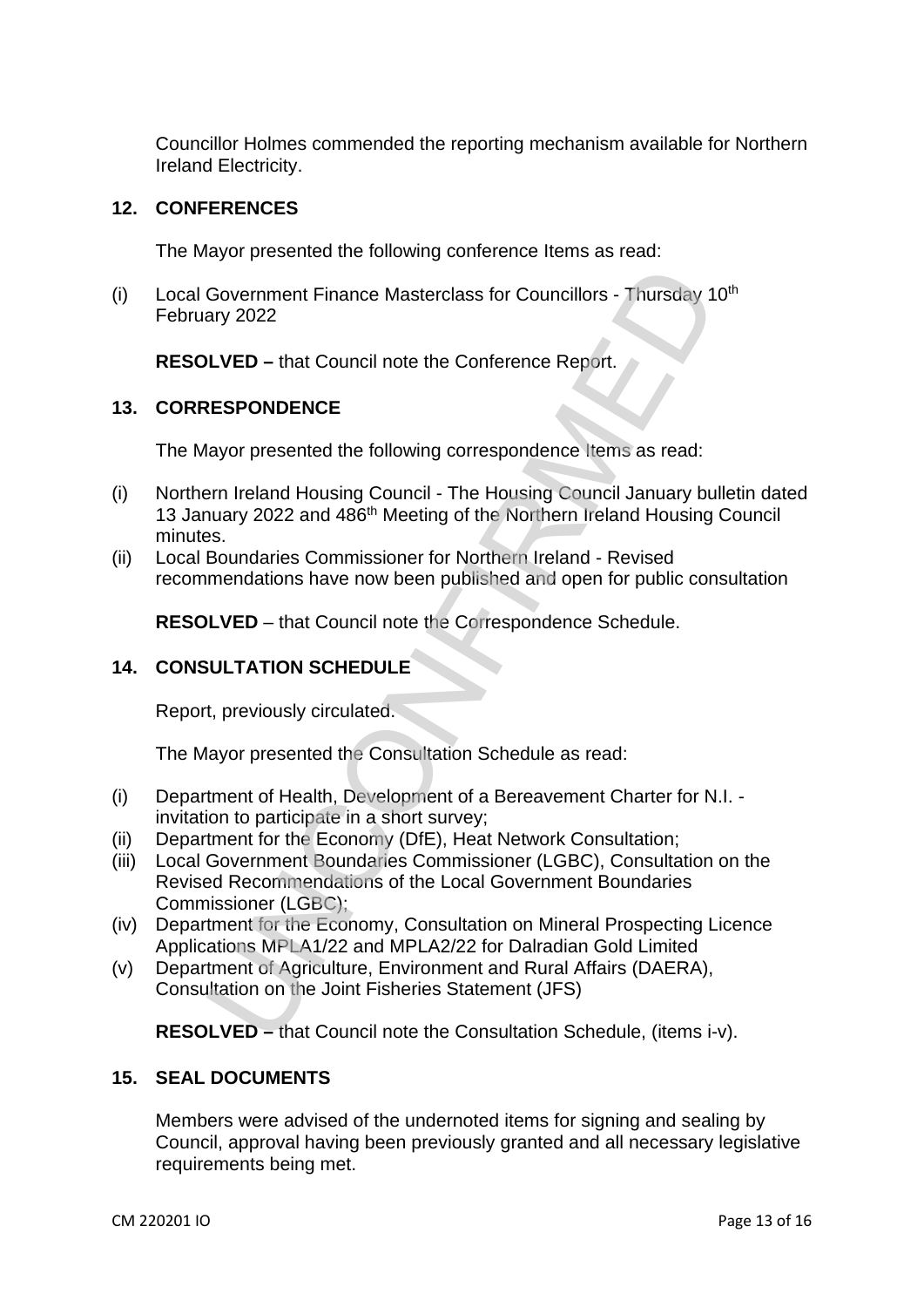Councillor Holmes commended the reporting mechanism available for Northern Ireland Electricity.

## 12. CONFERENCES

The Mayor presented the following conference Items as read:

(i) Local Government Finance Masterclass for Councillors - Thursday 10th February 2022

**RESOLVED –** that Council note the Conference Report.

## 13. CORRESPONDENCE

The Mayor presented the following correspondence Items as read:

(i) Northern Ireland Housing Council - The Housing Council January bulletin dated 13 January 2022 and 486th Meeting of the Northern Ireland Housing Council minutes.
(ii) Local Boundaries Commissioner for Northern Ireland - Revised recommendations have now been published and open for public consultation

**RESOLVED** – that Council note the Correspondence Schedule.

## 14. CONSULTATION SCHEDULE

Report, previously circulated.

The Mayor presented the Consultation Schedule as read:

(i) Department of Health, Development of a Bereavement Charter for N.I. - invitation to participate in a short survey;
(ii) Department for the Economy (DfE), Heat Network Consultation;
(iii) Local Government Boundaries Commissioner (LGBC), Consultation on the Revised Recommendations of the Local Government Boundaries Commissioner (LGBC);
(iv) Department for the Economy, Consultation on Mineral Prospecting Licence Applications MPLA1/22 and MPLA2/22 for Dalradian Gold Limited
(v) Department of Agriculture, Environment and Rural Affairs (DAERA), Consultation on the Joint Fisheries Statement (JFS)

**RESOLVED –** that Council note the Consultation Schedule, (items i-v).

## 15. SEAL DOCUMENTS

Members were advised of the undernoted items for signing and sealing by Council, approval having been previously granted and all necessary legislative requirements being met.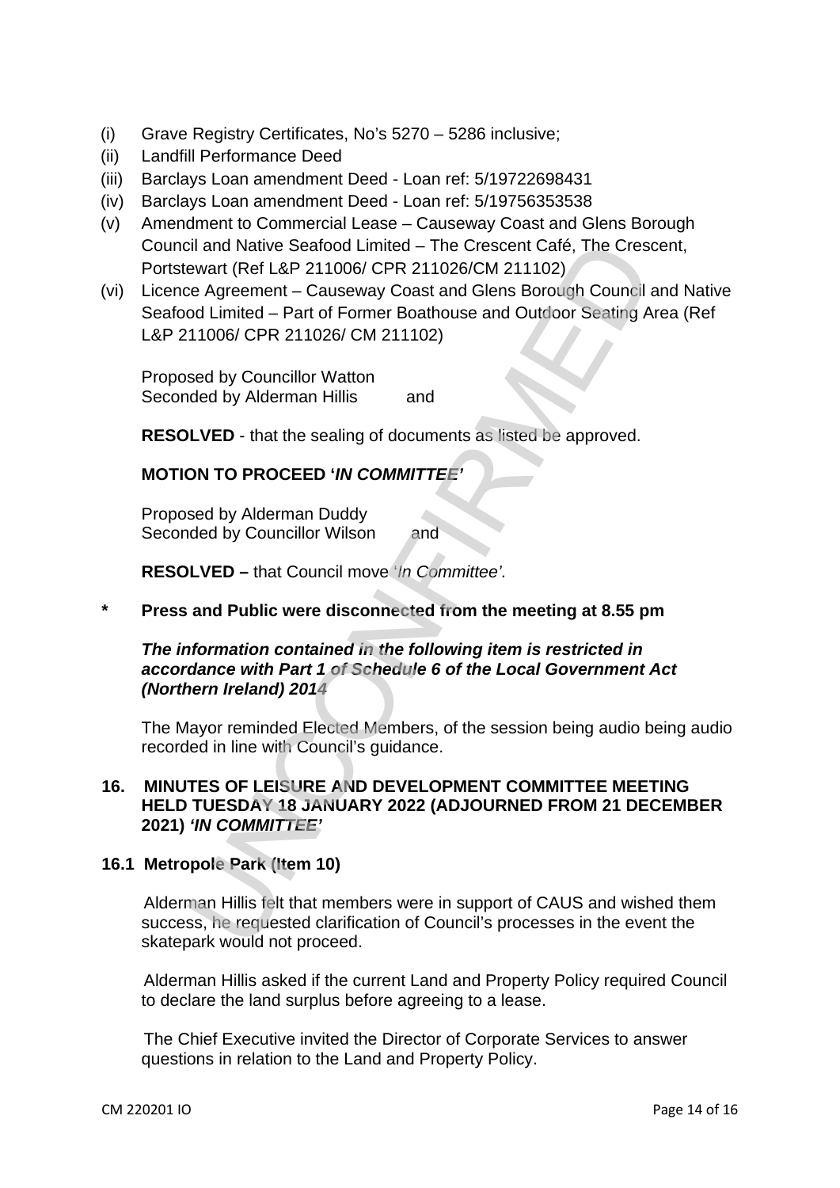(i) Grave Registry Certificates, No's 5270 – 5286 inclusive;
(ii) Landfill Performance Deed
(iii) Barclays Loan amendment Deed - Loan ref: 5/19722698431
(iv) Barclays Loan amendment Deed - Loan ref: 5/19756353538
(v) Amendment to Commercial Lease – Causeway Coast and Glens Borough Council and Native Seafood Limited – The Crescent Café, The Crescent, Portstewart (Ref L&P 211006/ CPR 211026/CM 211102)
(vi) Licence Agreement – Causeway Coast and Glens Borough Council and Native Seafood Limited – Part of Former Boathouse and Outdoor Seating Area (Ref L&P 211006/ CPR 211026/ CM 211102)

Proposed by Councillor Watton
Seconded by Alderman Hillis and

**RESOLVED** - that the sealing of documents as listed be approved.

**MOTION TO PROCEED '*IN COMMITTEE'***

Proposed by Alderman Duddy
Seconded by Councillor Wilson and

**RESOLVED –** that Council move *'In Committee'.*

**\* Press and Public were disconnected from the meeting at 8.55 pm**

***The information contained in the following item is restricted in accordance with Part 1 of Schedule 6 of the Local Government Act (Northern Ireland) 2014***

The Mayor reminded Elected Members, of the session being audio being audio recorded in line with Council's guidance.

## 16. MINUTES OF LEISURE AND DEVELOPMENT COMMITTEE MEETING HELD TUESDAY 18 JANUARY 2022 (ADJOURNED FROM 21 DECEMBER 2021) *'IN COMMITTEE'*

### 16.1 Metropole Park (Item 10)

Alderman Hillis felt that members were in support of CAUS and wished them success, he requested clarification of Council's processes in the event the skatepark would not proceed.

Alderman Hillis asked if the current Land and Property Policy required Council to declare the land surplus before agreeing to a lease.

The Chief Executive invited the Director of Corporate Services to answer questions in relation to the Land and Property Policy.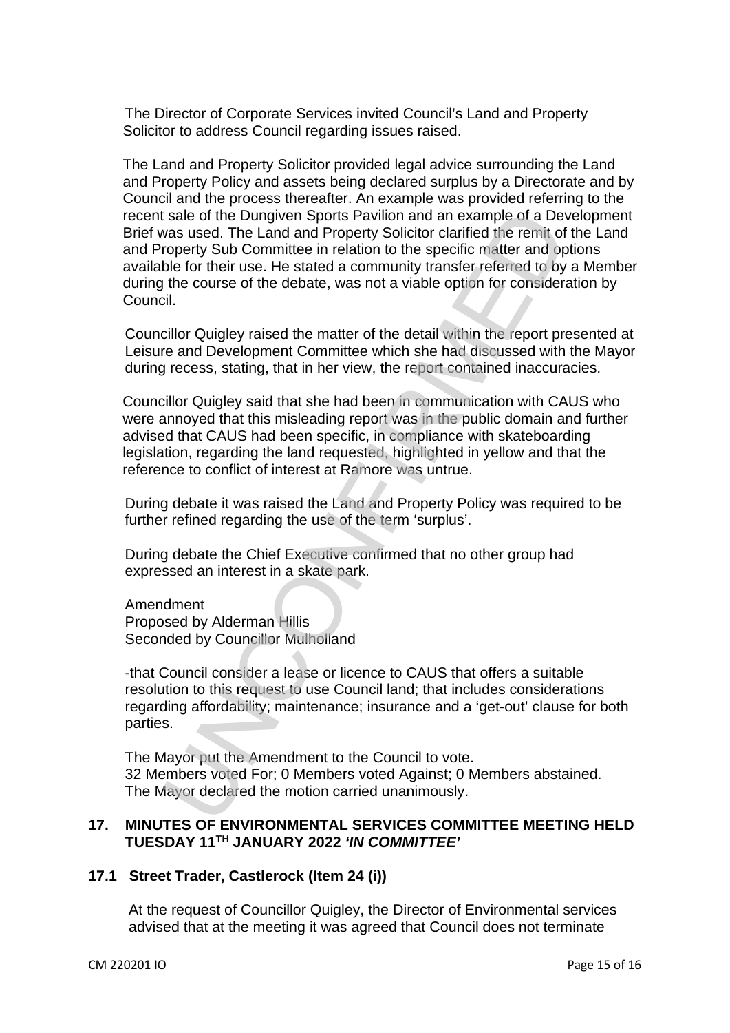The Director of Corporate Services invited Council's Land and Property Solicitor to address Council regarding issues raised.

The Land and Property Solicitor provided legal advice surrounding the Land and Property Policy and assets being declared surplus by a Directorate and by Council and the process thereafter. An example was provided referring to the recent sale of the Dungiven Sports Pavilion and an example of a Development Brief was used. The Land and Property Solicitor clarified the remit of the Land and Property Sub Committee in relation to the specific matter and options available for their use. He stated a community transfer referred to by a Member during the course of the debate, was not a viable option for consideration by Council.

Councillor Quigley raised the matter of the detail within the report presented at Leisure and Development Committee which she had discussed with the Mayor during recess, stating, that in her view, the report contained inaccuracies.

Councillor Quigley said that she had been in communication with CAUS who were annoyed that this misleading report was in the public domain and further advised that CAUS had been specific, in compliance with skateboarding legislation, regarding the land requested, highlighted in yellow and that the reference to conflict of interest at Ramore was untrue.

During debate it was raised the Land and Property Policy was required to be further refined regarding the use of the term 'surplus'.

During debate the Chief Executive confirmed that no other group had expressed an interest in a skate park.

Amendment
Proposed by Alderman Hillis
Seconded by Councillor Mulholland

-that Council consider a lease or licence to CAUS that offers a suitable resolution to this request to use Council land; that includes considerations regarding affordability; maintenance; insurance and a 'get-out' clause for both parties.

The Mayor put the Amendment to the Council to vote.
32 Members voted For; 0 Members voted Against; 0 Members abstained.
The Mayor declared the motion carried unanimously.

## 17. MINUTES OF ENVIRONMENTAL SERVICES COMMITTEE MEETING HELD TUESDAY 11TH JANUARY 2022 *'IN COMMITTEE'*

### 17.1 Street Trader, Castlerock (Item 24 (i))

At the request of Councillor Quigley, the Director of Environmental services advised that at the meeting it was agreed that Council does not terminate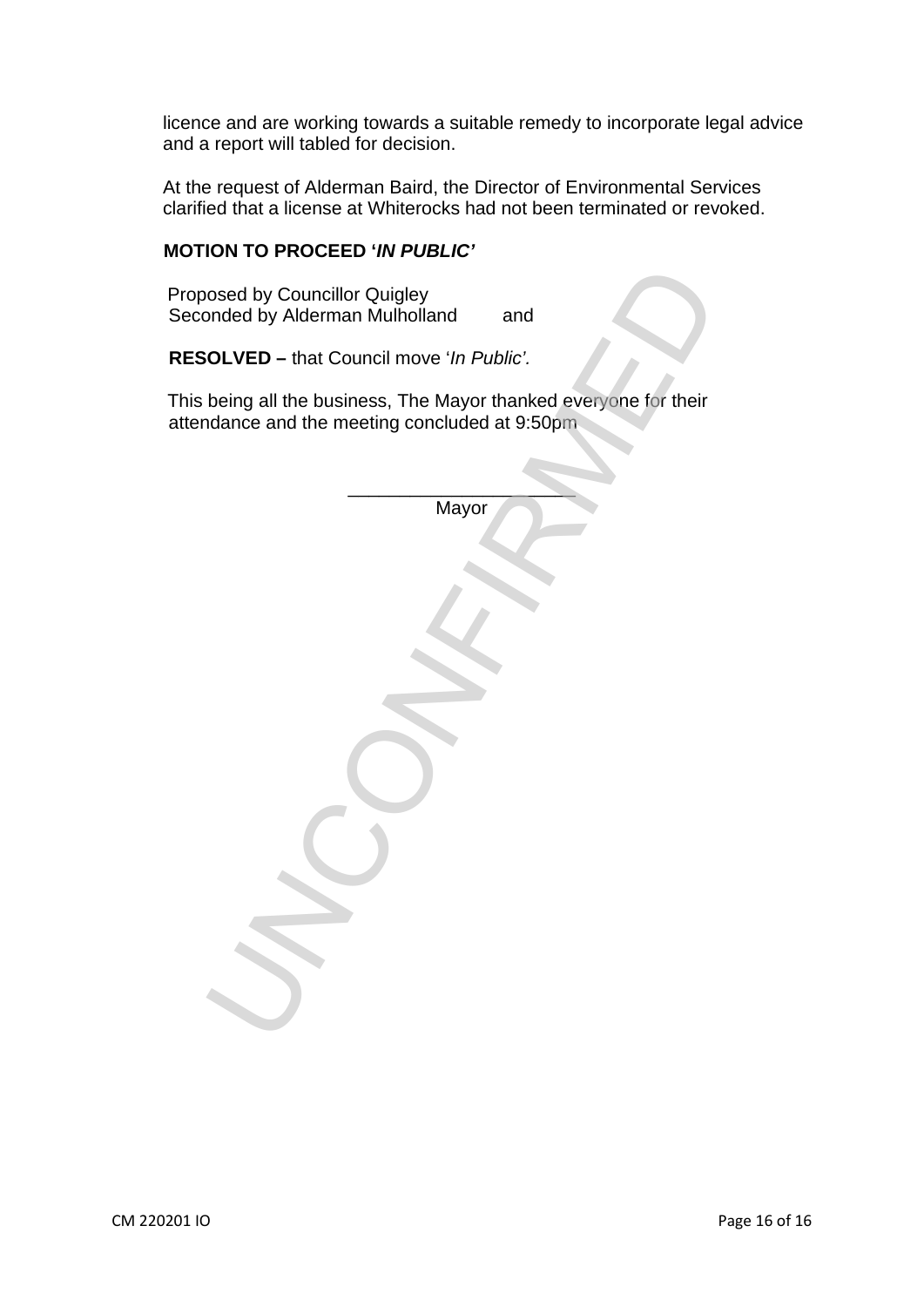licence and are working towards a suitable remedy to incorporate legal advice and a report will tabled for decision.

At the request of Alderman Baird, the Director of Environmental Services clarified that a license at Whiterocks had not been terminated or revoked.

**MOTION TO PROCEED '*IN PUBLIC*'**

Proposed by Councillor Quigley
Seconded by Alderman Mulholland and

**RESOLVED –** that Council move '*In Public'.*

This being all the business, The Mayor thanked everyone for their attendance and the meeting concluded at 9:50pm

\_\_\_\_\_\_\_\_\_\_\_\_\_\_\_\_\_\_\_\_\_\_
Mayor